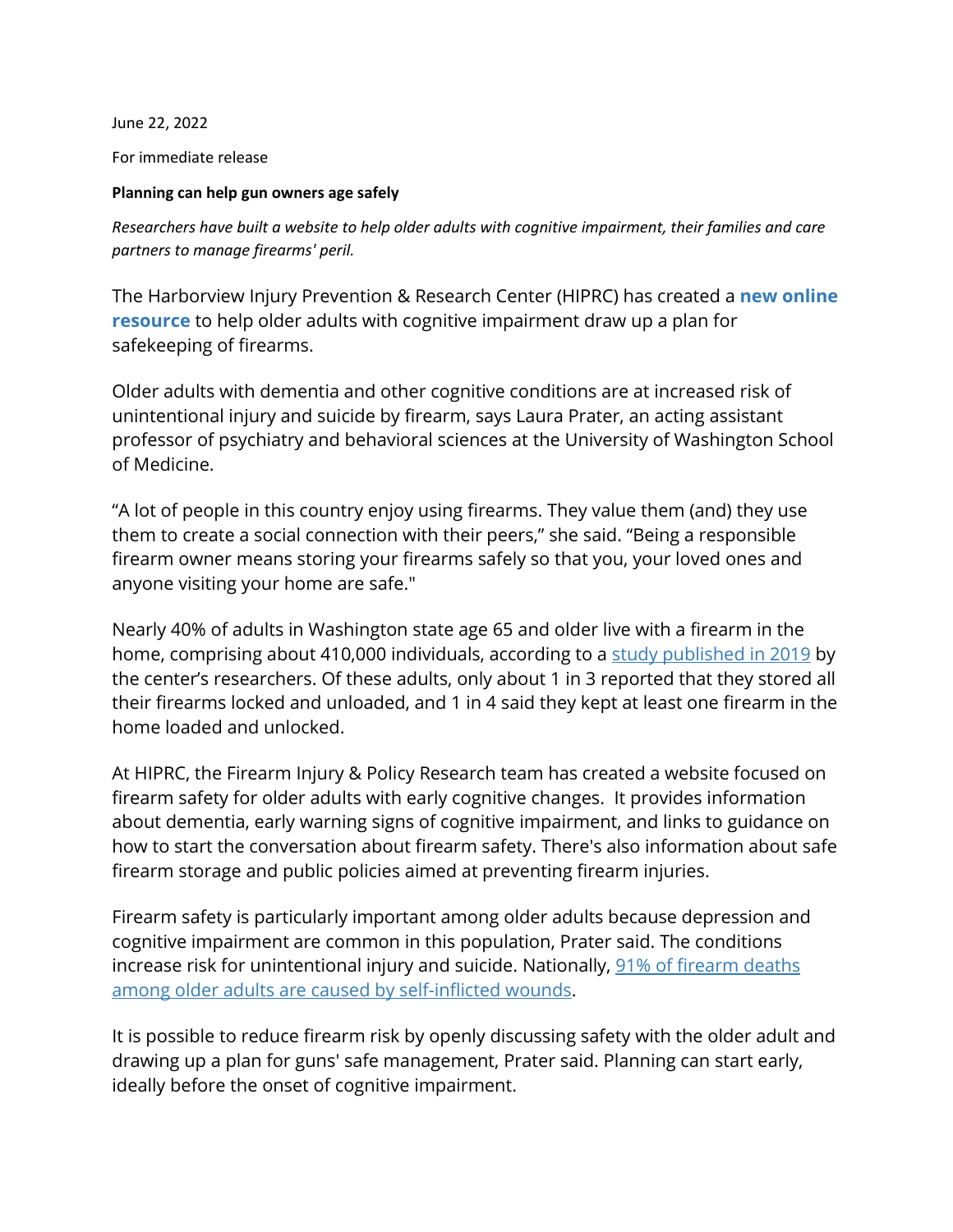June 22, 2022

For immediate release

**Planning can help gun owners age safely**

*Researchers have built a website to help older adults with cognitive impairment, their families and care partners to manage firearms' peril.*

The Harborview Injury Prevention & Research Center (HIPRC) has created a **new online resource** to help older adults with cognitive impairment draw up a plan for safekeeping of firearms.

Older adults with dementia and other cognitive conditions are at increased risk of unintentional injury and suicide by firearm, says Laura Prater, an acting assistant professor of psychiatry and behavioral sciences at the University of Washington School of Medicine.

"A lot of people in this country enjoy using firearms. They value them (and) they use them to create a social connection with their peers," she said. "Being a responsible firearm owner means storing your firearms safely so that you, your loved ones and anyone visiting your home are safe."

Nearly 40% of adults in Washington state age 65 and older live with a firearm in the home, comprising about 410,000 individuals, according to a study published in 2019 by the center's researchers. Of these adults, only about 1 in 3 reported that they stored all their firearms locked and unloaded, and 1 in 4 said they kept at least one firearm in the home loaded and unlocked.

At HIPRC, the Firearm Injury & Policy Research team has created a website focused on firearm safety for older adults with early cognitive changes. It provides information about dementia, early warning signs of cognitive impairment, and links to guidance on how to start the conversation about firearm safety. There's also information about safe firearm storage and public policies aimed at preventing firearm injuries.

Firearm safety is particularly important among older adults because depression and cognitive impairment are common in this population, Prater said. The conditions increase risk for unintentional injury and suicide. Nationally, 91% of firearm deaths among older adults are caused by self-inflicted wounds.

It is possible to reduce firearm risk by openly discussing safety with the older adult and drawing up a plan for guns' safe management, Prater said. Planning can start early, ideally before the onset of cognitive impairment.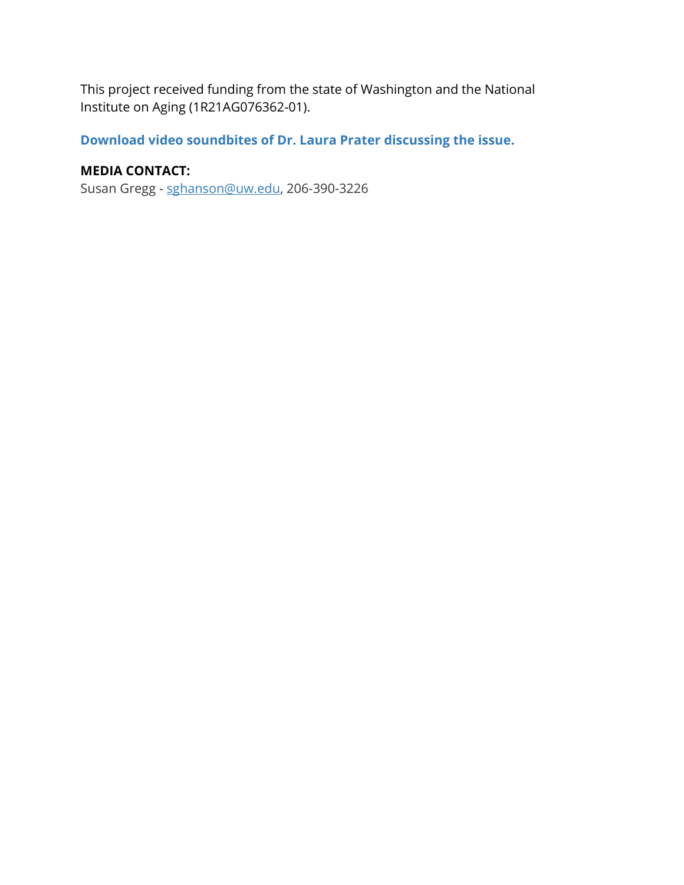This project received funding from the state of Washington and the National Institute on Aging (1R21AG076362-01).

**Download video soundbites of Dr. Laura Prater discussing the issue.**

**MEDIA CONTACT:**
Susan Gregg - sghanson@uw.edu, 206-390-3226